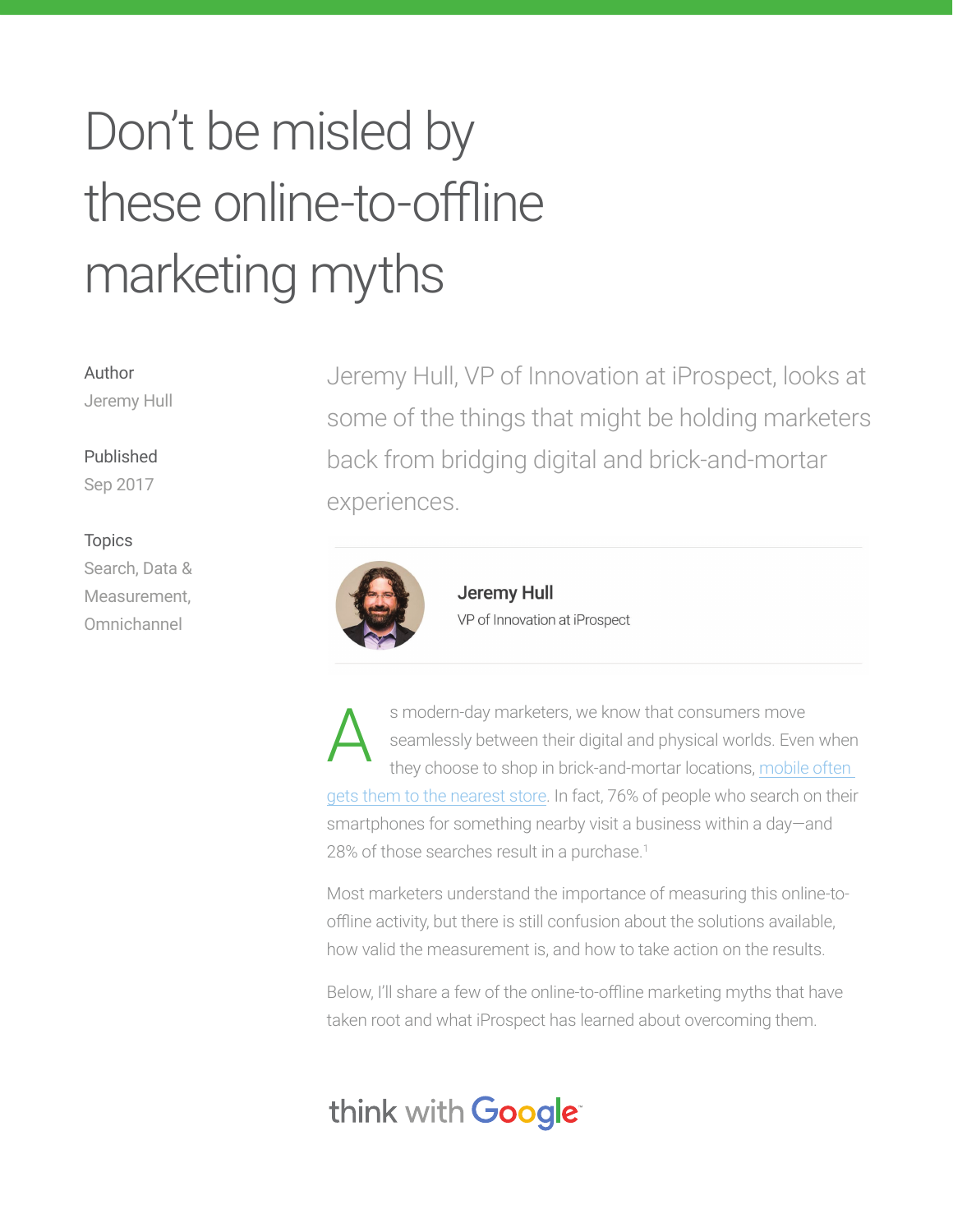# Don't be misled by these online-to-offline marketing myths

Author
Jeremy Hull

Published
Sep 2017

Topics
Search, Data & Measurement, Omnichannel

Jeremy Hull, VP of Innovation at iProspect, looks at some of the things that might be holding marketers back from bridging digital and brick-and-mortar experiences.

**Jeremy Hull**
VP of Innovation at iProspect

As modern-day marketers, we know that consumers move seamlessly between their digital and physical worlds. Even when they choose to shop in brick-and-mortar locations, mobile often gets them to the nearest store. In fact, 76% of people who search on their smartphones for something nearby visit a business within a day—and 28% of those searches result in a purchase.[1]

Most marketers understand the importance of measuring this online-to-offline activity, but there is still confusion about the solutions available, how valid the measurement is, and how to take action on the results.

Below, I'll share a few of the online-to-offline marketing myths that have taken root and what iProspect has learned about overcoming them.

think with Google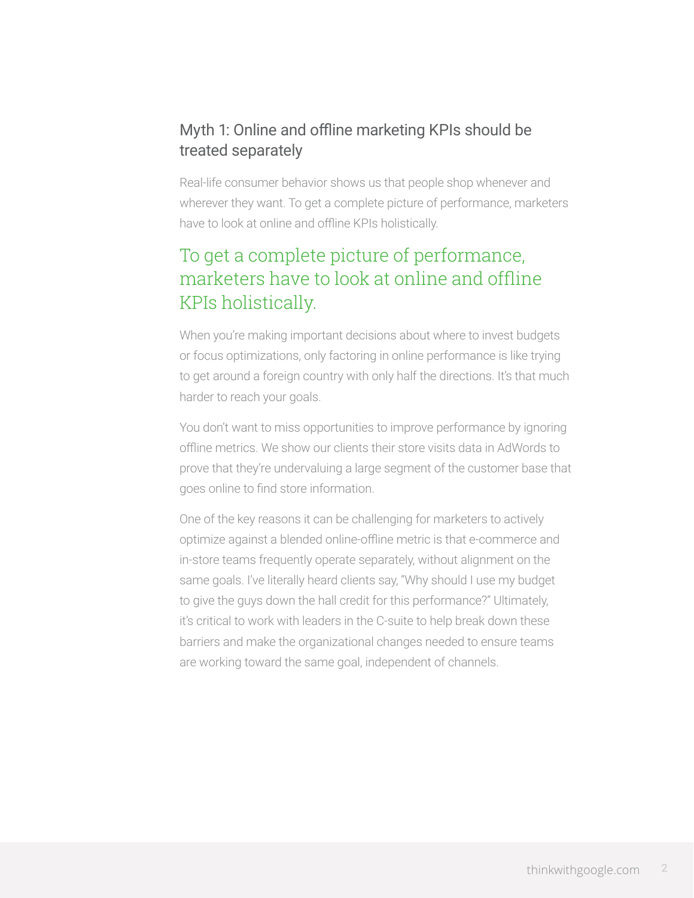## Myth 1: Online and offline marketing KPIs should be treated separately

Real-life consumer behavior shows us that people shop whenever and wherever they want. To get a complete picture of performance, marketers have to look at online and offline KPIs holistically.

> To get a complete picture of performance, marketers have to look at online and offline KPIs holistically.

When you're making important decisions about where to invest budgets or focus optimizations, only factoring in online performance is like trying to get around a foreign country with only half the directions. It's that much harder to reach your goals.

You don't want to miss opportunities to improve performance by ignoring offline metrics. We show our clients their store visits data in AdWords to prove that they're undervaluing a large segment of the customer base that goes online to find store information.

One of the key reasons it can be challenging for marketers to actively optimize against a blended online-offline metric is that e-commerce and in-store teams frequently operate separately, without alignment on the same goals. I've literally heard clients say, "Why should I use my budget to give the guys down the hall credit for this performance?" Ultimately, it's critical to work with leaders in the C-suite to help break down these barriers and make the organizational changes needed to ensure teams are working toward the same goal, independent of channels.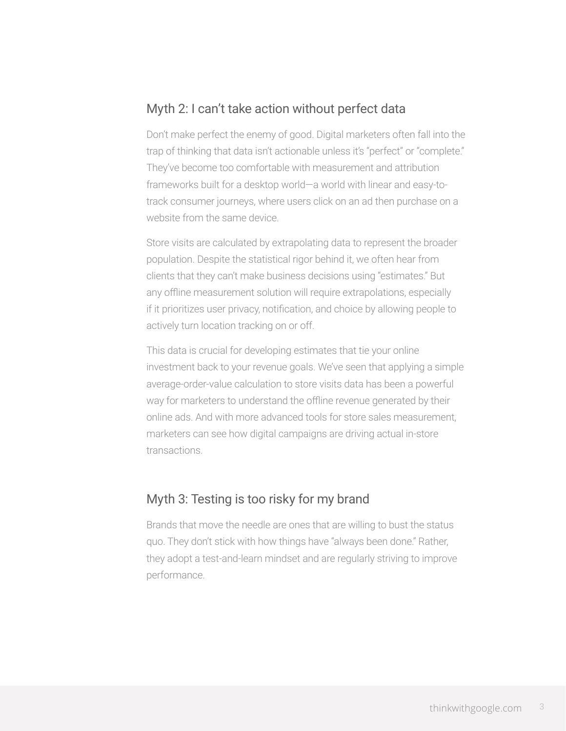## Myth 2: I can't take action without perfect data

Don't make perfect the enemy of good. Digital marketers often fall into the trap of thinking that data isn't actionable unless it's "perfect" or "complete." They've become too comfortable with measurement and attribution frameworks built for a desktop world—a world with linear and easy-to-track consumer journeys, where users click on an ad then purchase on a website from the same device.

Store visits are calculated by extrapolating data to represent the broader population. Despite the statistical rigor behind it, we often hear from clients that they can't make business decisions using "estimates." But any offline measurement solution will require extrapolations, especially if it prioritizes user privacy, notification, and choice by allowing people to actively turn location tracking on or off.

This data is crucial for developing estimates that tie your online investment back to your revenue goals. We've seen that applying a simple average-order-value calculation to store visits data has been a powerful way for marketers to understand the offline revenue generated by their online ads. And with more advanced tools for store sales measurement, marketers can see how digital campaigns are driving actual in-store transactions.

## Myth 3: Testing is too risky for my brand

Brands that move the needle are ones that are willing to bust the status quo. They don't stick with how things have "always been done." Rather, they adopt a test-and-learn mindset and are regularly striving to improve performance.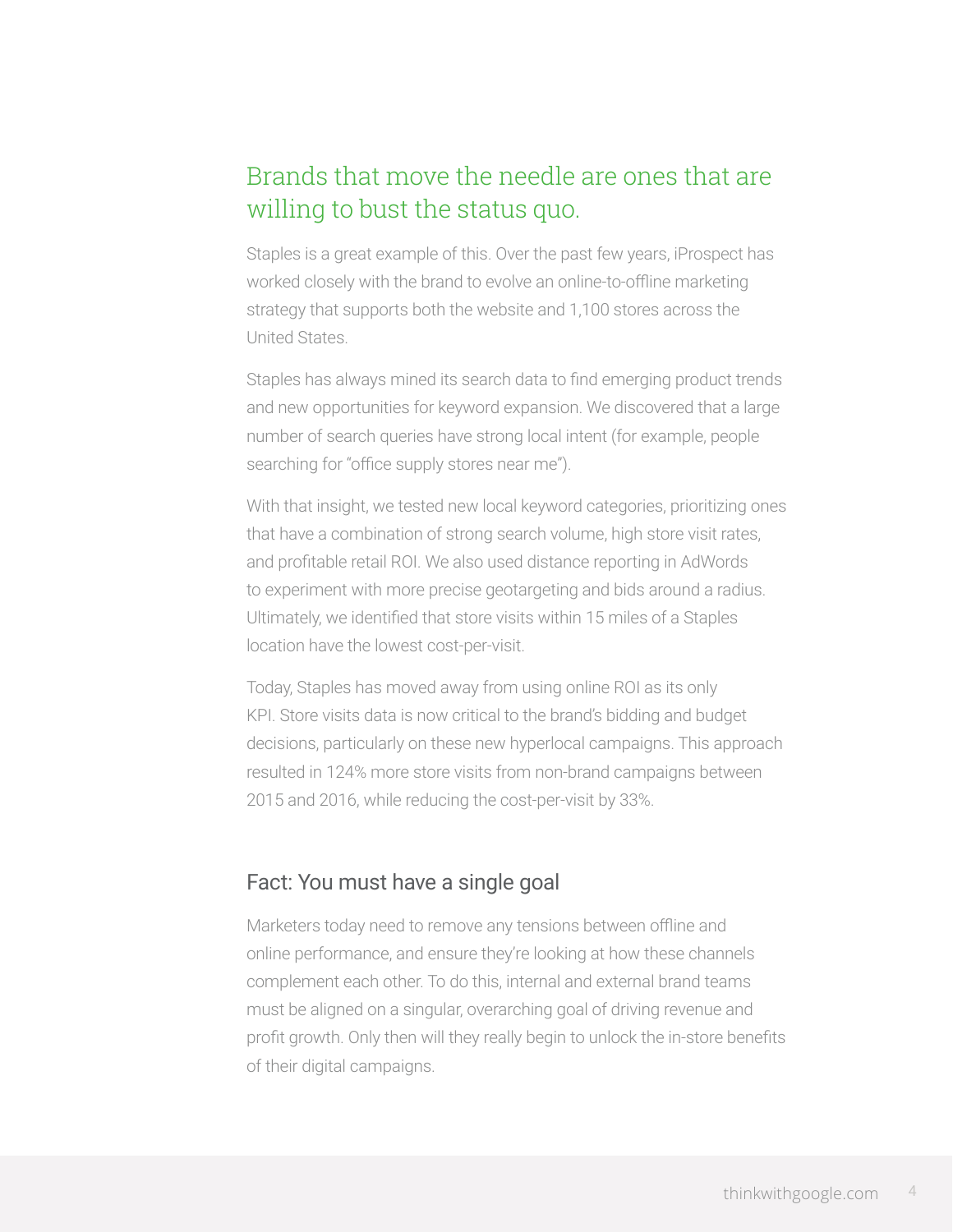## Brands that move the needle are ones that are willing to bust the status quo.

Staples is a great example of this. Over the past few years, iProspect has worked closely with the brand to evolve an online-to-offline marketing strategy that supports both the website and 1,100 stores across the United States.

Staples has always mined its search data to find emerging product trends and new opportunities for keyword expansion. We discovered that a large number of search queries have strong local intent (for example, people searching for "office supply stores near me").

With that insight, we tested new local keyword categories, prioritizing ones that have a combination of strong search volume, high store visit rates, and profitable retail ROI. We also used distance reporting in AdWords to experiment with more precise geotargeting and bids around a radius. Ultimately, we identified that store visits within 15 miles of a Staples location have the lowest cost-per-visit.

Today, Staples has moved away from using online ROI as its only KPI. Store visits data is now critical to the brand's bidding and budget decisions, particularly on these new hyperlocal campaigns. This approach resulted in 124% more store visits from non-brand campaigns between 2015 and 2016, while reducing the cost-per-visit by 33%.

### Fact: You must have a single goal

Marketers today need to remove any tensions between offline and online performance, and ensure they're looking at how these channels complement each other. To do this, internal and external brand teams must be aligned on a singular, overarching goal of driving revenue and profit growth. Only then will they really begin to unlock the in-store benefits of their digital campaigns.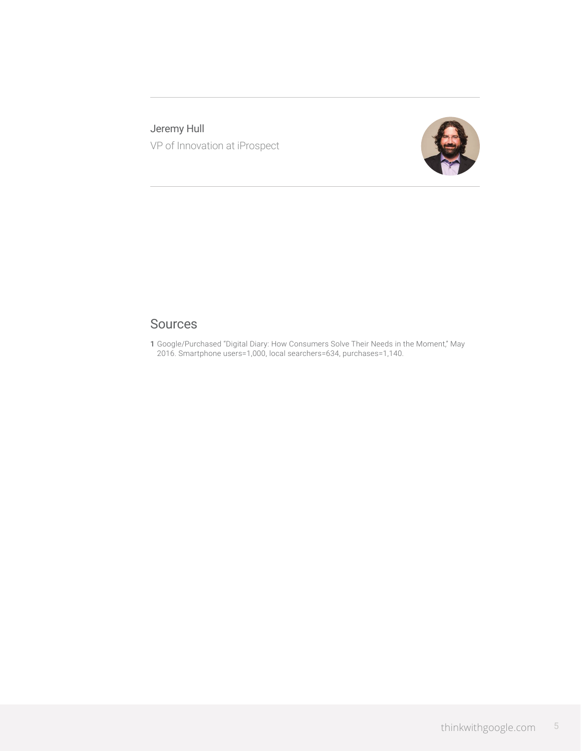Jeremy Hull

VP of Innovation at iProspect

## Sources

1 Google/Purchased "Digital Diary: How Consumers Solve Their Needs in the Moment," May 2016. Smartphone users=1,000, local searchers=634, purchases=1,140.